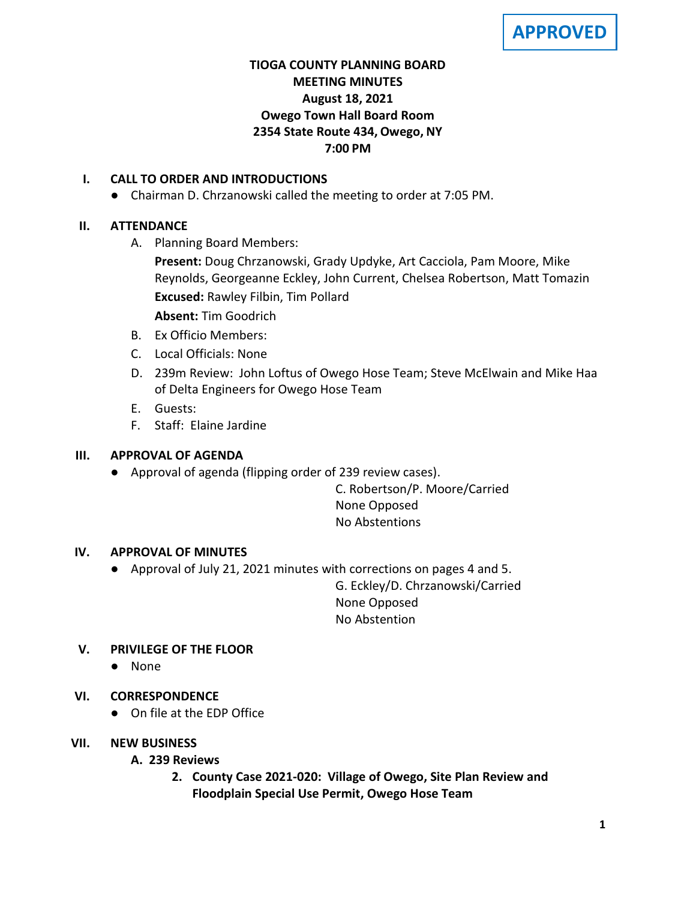**APPROVED**

# TIOGA COUNTY PLANNING BOARD
## MEETING MINUTES
**August 18, 2021**
**Owego Town Hall Board Room**
**2354 State Route 434, Owego, NY**
**7:00 PM**

## I. CALL TO ORDER AND INTRODUCTIONS

- Chairman D. Chrzanowski called the meeting to order at 7:05 PM.

## II. ATTENDANCE

A. Planning Board Members:

**Present:** Doug Chrzanowski, Grady Updyke, Art Cacciola, Pam Moore, Mike Reynolds, Georgeanne Eckley, John Current, Chelsea Robertson, Matt Tomazin

**Excused:** Rawley Filbin, Tim Pollard

**Absent:** Tim Goodrich

B. Ex Officio Members:

C. Local Officials: None

D. 239m Review: John Loftus of Owego Hose Team; Steve McElwain and Mike Haa of Delta Engineers for Owego Hose Team

E. Guests:

F. Staff: Elaine Jardine

## III. APPROVAL OF AGENDA

- Approval of agenda (flipping order of 239 review cases).

C. Robertson/P. Moore/Carried
None Opposed
No Abstentions

## IV. APPROVAL OF MINUTES

- Approval of July 21, 2021 minutes with corrections on pages 4 and 5.

G. Eckley/D. Chrzanowski/Carried
None Opposed
No Abstention

## V. PRIVILEGE OF THE FLOOR

- None

## VI. CORRESPONDENCE

- On file at the EDP Office

## VII. NEW BUSINESS

### A. 239 Reviews

**2. County Case 2021-020: Village of Owego, Site Plan Review and Floodplain Special Use Permit, Owego Hose Team**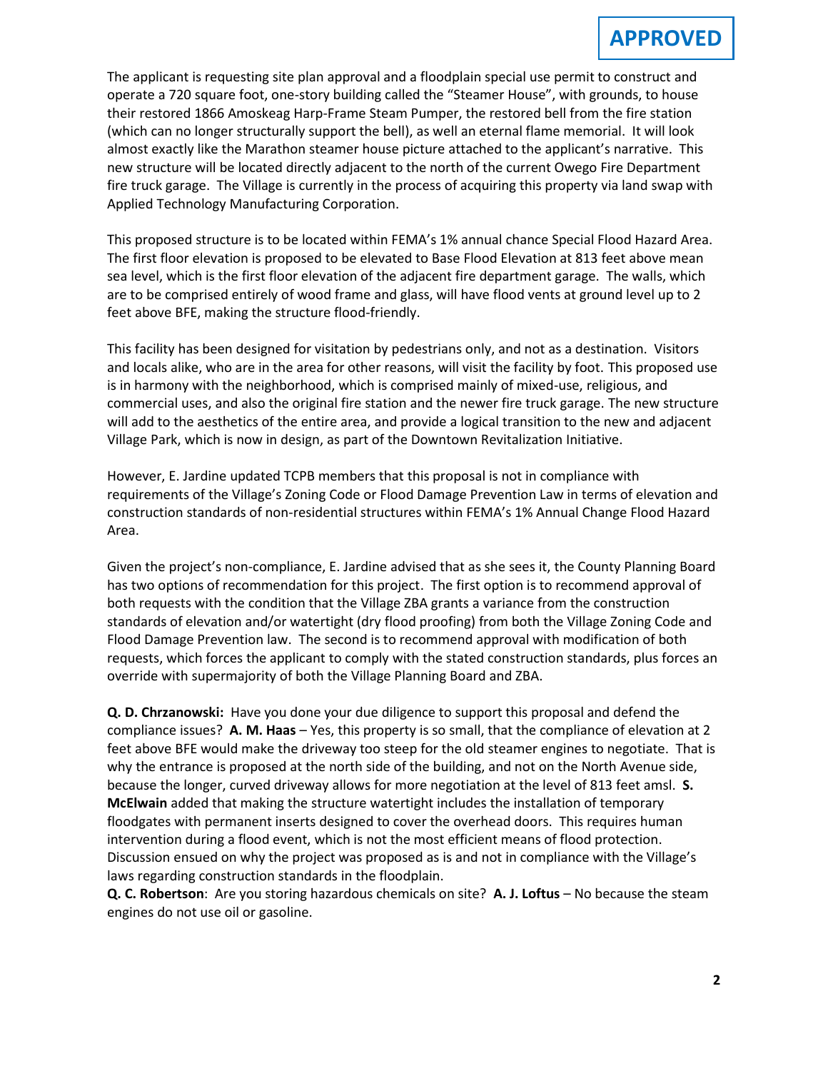**APPROVED**

The applicant is requesting site plan approval and a floodplain special use permit to construct and operate a 720 square foot, one-story building called the "Steamer House", with grounds, to house their restored 1866 Amoskeag Harp-Frame Steam Pumper, the restored bell from the fire station (which can no longer structurally support the bell), as well an eternal flame memorial. It will look almost exactly like the Marathon steamer house picture attached to the applicant's narrative. This new structure will be located directly adjacent to the north of the current Owego Fire Department fire truck garage. The Village is currently in the process of acquiring this property via land swap with Applied Technology Manufacturing Corporation.

This proposed structure is to be located within FEMA's 1% annual chance Special Flood Hazard Area. The first floor elevation is proposed to be elevated to Base Flood Elevation at 813 feet above mean sea level, which is the first floor elevation of the adjacent fire department garage. The walls, which are to be comprised entirely of wood frame and glass, will have flood vents at ground level up to 2 feet above BFE, making the structure flood-friendly.

This facility has been designed for visitation by pedestrians only, and not as a destination. Visitors and locals alike, who are in the area for other reasons, will visit the facility by foot. This proposed use is in harmony with the neighborhood, which is comprised mainly of mixed-use, religious, and commercial uses, and also the original fire station and the newer fire truck garage. The new structure will add to the aesthetics of the entire area, and provide a logical transition to the new and adjacent Village Park, which is now in design, as part of the Downtown Revitalization Initiative.

However, E. Jardine updated TCPB members that this proposal is not in compliance with requirements of the Village's Zoning Code or Flood Damage Prevention Law in terms of elevation and construction standards of non-residential structures within FEMA's 1% Annual Change Flood Hazard Area.

Given the project's non-compliance, E. Jardine advised that as she sees it, the County Planning Board has two options of recommendation for this project. The first option is to recommend approval of both requests with the condition that the Village ZBA grants a variance from the construction standards of elevation and/or watertight (dry flood proofing) from both the Village Zoning Code and Flood Damage Prevention law. The second is to recommend approval with modification of both requests, which forces the applicant to comply with the stated construction standards, plus forces an override with supermajority of both the Village Planning Board and ZBA.

**Q. D. Chrzanowski:** Have you done your due diligence to support this proposal and defend the compliance issues? **A. M. Haas** – Yes, this property is so small, that the compliance of elevation at 2 feet above BFE would make the driveway too steep for the old steamer engines to negotiate. That is why the entrance is proposed at the north side of the building, and not on the North Avenue side, because the longer, curved driveway allows for more negotiation at the level of 813 feet amsl. **S. McElwain** added that making the structure watertight includes the installation of temporary floodgates with permanent inserts designed to cover the overhead doors. This requires human intervention during a flood event, which is not the most efficient means of flood protection. Discussion ensued on why the project was proposed as is and not in compliance with the Village's laws regarding construction standards in the floodplain.
**Q. C. Robertson**: Are you storing hazardous chemicals on site? **A. J. Loftus** – No because the steam engines do not use oil or gasoline.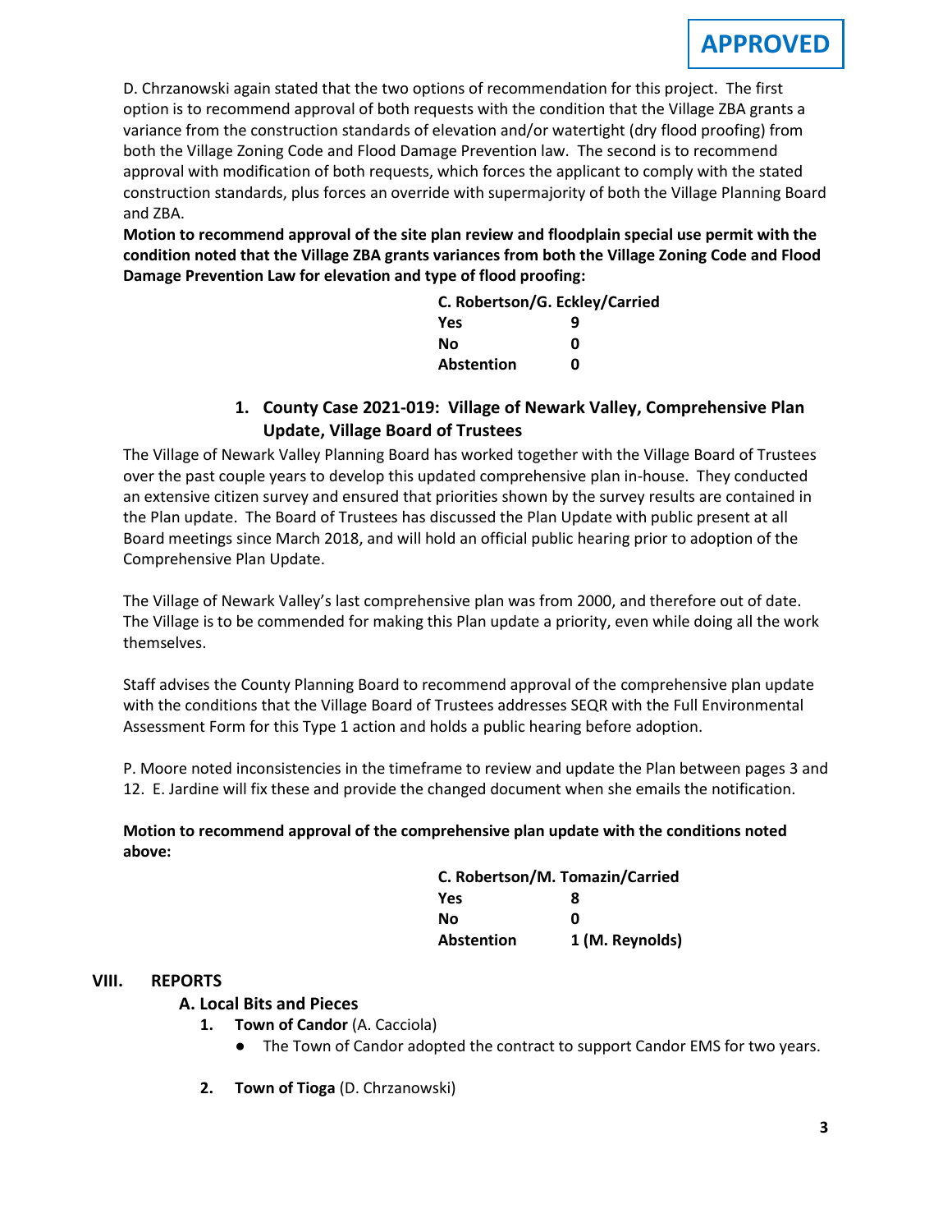**APPROVED**

D. Chrzanowski again stated that the two options of recommendation for this project. The first option is to recommend approval of both requests with the condition that the Village ZBA grants a variance from the construction standards of elevation and/or watertight (dry flood proofing) from both the Village Zoning Code and Flood Damage Prevention law. The second is to recommend approval with modification of both requests, which forces the applicant to comply with the stated construction standards, plus forces an override with supermajority of both the Village Planning Board and ZBA.

**Motion to recommend approval of the site plan review and floodplain special use permit with the condition noted that the Village ZBA grants variances from both the Village Zoning Code and Flood Damage Prevention Law for elevation and type of flood proofing:**

| C. Robertson/G. Eckley/Carried | |
|---|---|
| **Yes** | **9** |
| **No** | **0** |
| **Abstention** | **0** |

### 1. County Case 2021-019: Village of Newark Valley, Comprehensive Plan Update, Village Board of Trustees

The Village of Newark Valley Planning Board has worked together with the Village Board of Trustees over the past couple years to develop this updated comprehensive plan in-house. They conducted an extensive citizen survey and ensured that priorities shown by the survey results are contained in the Plan update. The Board of Trustees has discussed the Plan Update with public present at all Board meetings since March 2018, and will hold an official public hearing prior to adoption of the Comprehensive Plan Update.

The Village of Newark Valley's last comprehensive plan was from 2000, and therefore out of date. The Village is to be commended for making this Plan update a priority, even while doing all the work themselves.

Staff advises the County Planning Board to recommend approval of the comprehensive plan update with the conditions that the Village Board of Trustees addresses SEQR with the Full Environmental Assessment Form for this Type 1 action and holds a public hearing before adoption.

P. Moore noted inconsistencies in the timeframe to review and update the Plan between pages 3 and 12. E. Jardine will fix these and provide the changed document when she emails the notification.

**Motion to recommend approval of the comprehensive plan update with the conditions noted above:**

| C. Robertson/M. Tomazin/Carried | |
|---|---|
| **Yes** | **8** |
| **No** | **0** |
| **Abstention** | **1 (M. Reynolds)** |

## VIII. REPORTS

### A. Local Bits and Pieces

1. **Town of Candor** (A. Cacciola)
   - The Town of Candor adopted the contract to support Candor EMS for two years.

2. **Town of Tioga** (D. Chrzanowski)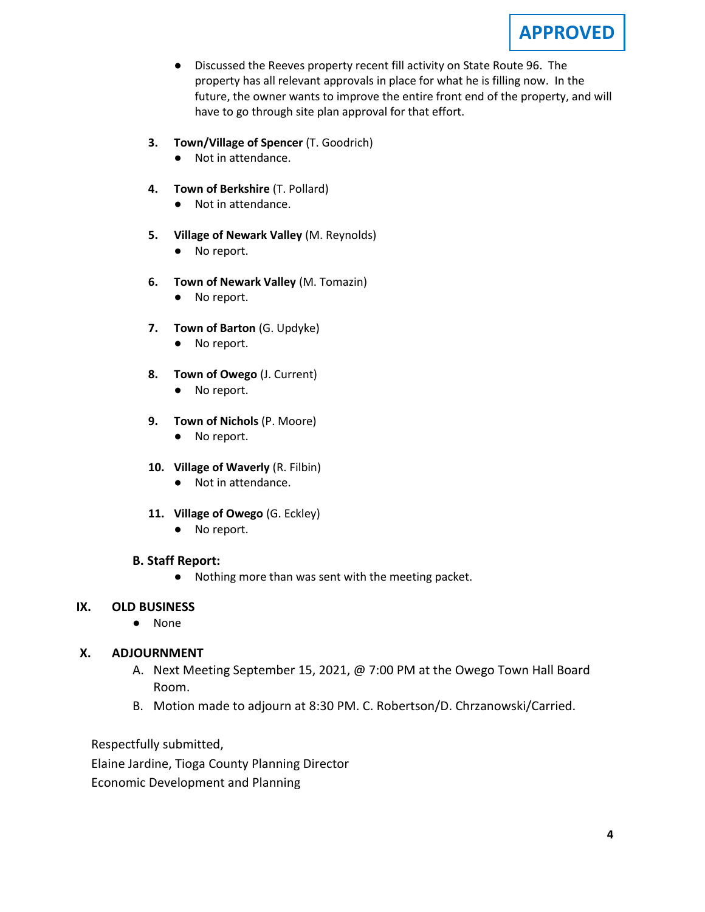**APPROVED**

- Discussed the Reeves property recent fill activity on State Route 96. The property has all relevant approvals in place for what he is filling now. In the future, the owner wants to improve the entire front end of the property, and will have to go through site plan approval for that effort.

3. **Town/Village of Spencer** (T. Goodrich)
   - Not in attendance.

4. **Town of Berkshire** (T. Pollard)
   - Not in attendance.

5. **Village of Newark Valley** (M. Reynolds)
   - No report.

6. **Town of Newark Valley** (M. Tomazin)
   - No report.

7. **Town of Barton** (G. Updyke)
   - No report.

8. **Town of Owego** (J. Current)
   - No report.

9. **Town of Nichols** (P. Moore)
   - No report.

10. **Village of Waverly** (R. Filbin)
    - Not in attendance.

11. **Village of Owego** (G. Eckley)
    - No report.

**B. Staff Report:**

- Nothing more than was sent with the meeting packet.

## IX. OLD BUSINESS

- None

## X. ADJOURNMENT

A. Next Meeting September 15, 2021, @ 7:00 PM at the Owego Town Hall Board Room.

B. Motion made to adjourn at 8:30 PM. C. Robertson/D. Chrzanowski/Carried.

Respectfully submitted,
Elaine Jardine, Tioga County Planning Director
Economic Development and Planning